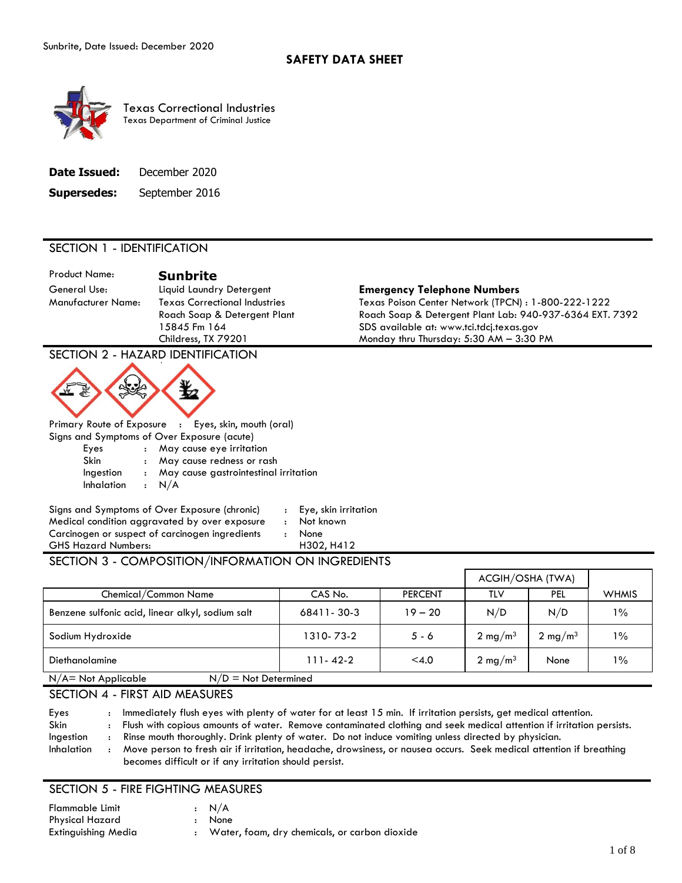# SAFETY DATA SHEET

Texas Correctional Industries
Texas Department of Criminal Justice

**Date Issued:** December 2020

**Supersedes:** September 2016

## SECTION 1 - IDENTIFICATION

Product Name: **Sunbrite**

General Use: Liquid Laundry Detergent

Manufacturer Name: Texas Correctional Industries
Roach Soap & Detergent Plant
15845 Fm 164
Childress, TX 79201

**Emergency Telephone Numbers**
Texas Poison Center Network (TPCN) : 1-800-222-1222
Roach Soap & Detergent Plant Lab: 940-937-6364 EXT. 7392
SDS available at: www.tci.tdcj.texas.gov
Monday thru Thursday: 5:30 AM – 3:30 PM

## SECTION 2 - HAZARD IDENTIFICATION

Primary Route of Exposure : Eyes, skin, mouth (oral)

Signs and Symptoms of Over Exposure (acute)

- Eyes : May cause eye irritation
- Skin : May cause redness or rash
- Ingestion : May cause gastrointestinal irritation
- Inhalation : N/A

Signs and Symptoms of Over Exposure (chronic) : Eye, skin irritation
Medical condition aggravated by over exposure : Not known
Carcinogen or suspect of carcinogen ingredients : None
GHS Hazard Numbers: H302, H412

## SECTION 3 - COMPOSITION/INFORMATION ON INGREDIENTS

| | | | ACGIH/OSHA (TWA) | | |
|---|---|---|---|---|---|
| Chemical/Common Name | CAS No. | PERCENT | TLV | PEL | WHMIS |
| Benzene sulfonic acid, linear alkyl, sodium salt | 68411- 30-3 | 19 – 20 | N/D | N/D | 1% |
| Sodium Hydroxide | 1310- 73-2 | 5 - 6 | 2 mg/m$^3$ | 2 mg/m$^3$ | 1% |
| Diethanolamine | 111- 42-2 | <4.0 | 2 mg/m$^3$ | None | 1% |

N/A= Not Applicable N/D = Not Determined

## SECTION 4 - FIRST AID MEASURES

- Eyes : Immediately flush eyes with plenty of water for at least 15 min. If irritation persists, get medical attention.
- Skin : Flush with copious amounts of water. Remove contaminated clothing and seek medical attention if irritation persists.
- Ingestion : Rinse mouth thoroughly. Drink plenty of water. Do not induce vomiting unless directed by physician.
- Inhalation : Move person to fresh air if irritation, headache, drowsiness, or nausea occurs. Seek medical attention if breathing becomes difficult or if any irritation should persist.

## SECTION 5 - FIRE FIGHTING MEASURES

Flammable Limit : N/A
Physical Hazard : None
Extinguishing Media : Water, foam, dry chemicals, or carbon dioxide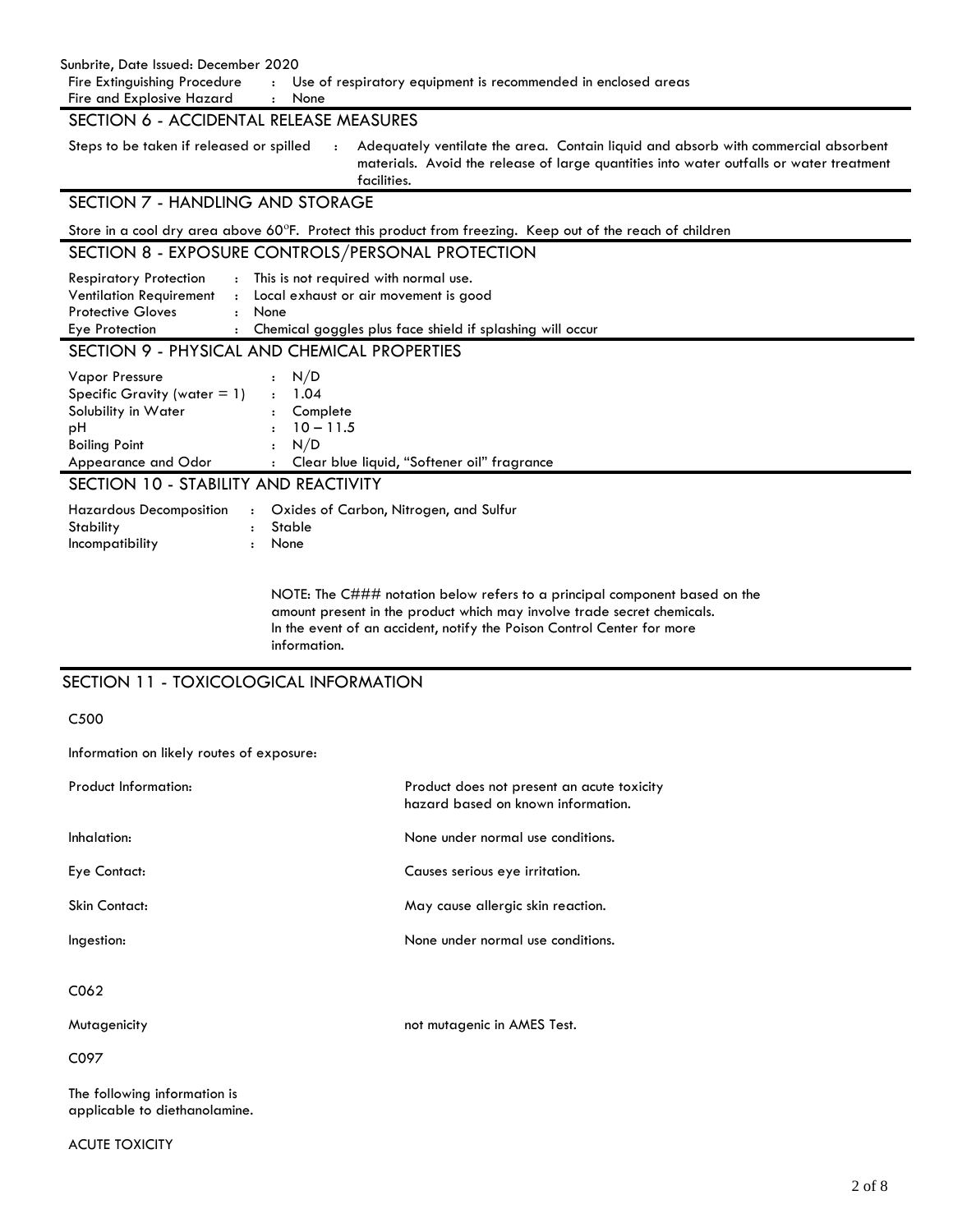Fire Extinguishing Procedure : Use of respiratory equipment is recommended in enclosed areas
Fire and Explosive Hazard : None

## SECTION 6 - ACCIDENTAL RELEASE MEASURES

Steps to be taken if released or spilled : Adequately ventilate the area. Contain liquid and absorb with commercial absorbent materials. Avoid the release of large quantities into water outfalls or water treatment facilities.

## SECTION 7 - HANDLING AND STORAGE

Store in a cool dry area above 60°F. Protect this product from freezing. Keep out of the reach of children

## SECTION 8 - EXPOSURE CONTROLS/PERSONAL PROTECTION

Respiratory Protection : This is not required with normal use.
Ventilation Requirement : Local exhaust or air movement is good
Protective Gloves : None
Eye Protection : Chemical goggles plus face shield if splashing will occur

## SECTION 9 - PHYSICAL AND CHEMICAL PROPERTIES

Vapor Pressure : N/D
Specific Gravity (water = 1) : 1.04
Solubility in Water : Complete
pH : 10 – 11.5
Boiling Point : N/D
Appearance and Odor : Clear blue liquid, "Softener oil" fragrance

## SECTION 10 - STABILITY AND REACTIVITY

Hazardous Decomposition : Oxides of Carbon, Nitrogen, and Sulfur
Stability : Stable
Incompatibility : None

NOTE: The C### notation below refers to a principal component based on the amount present in the product which may involve trade secret chemicals. In the event of an accident, notify the Poison Control Center for more information.

## SECTION 11 - TOXICOLOGICAL INFORMATION

C500

Information on likely routes of exposure:

| | |
|---|---|
| Product Information: | Product does not present an acute toxicity hazard based on known information. |
| Inhalation: | None under normal use conditions. |
| Eye Contact: | Causes serious eye irritation. |
| Skin Contact: | May cause allergic skin reaction. |
| Ingestion: | None under normal use conditions. |

C062

| | |
|---|---|
| Mutagenicity | not mutagenic in AMES Test. |

C097

The following information is applicable to diethanolamine.

ACUTE TOXICITY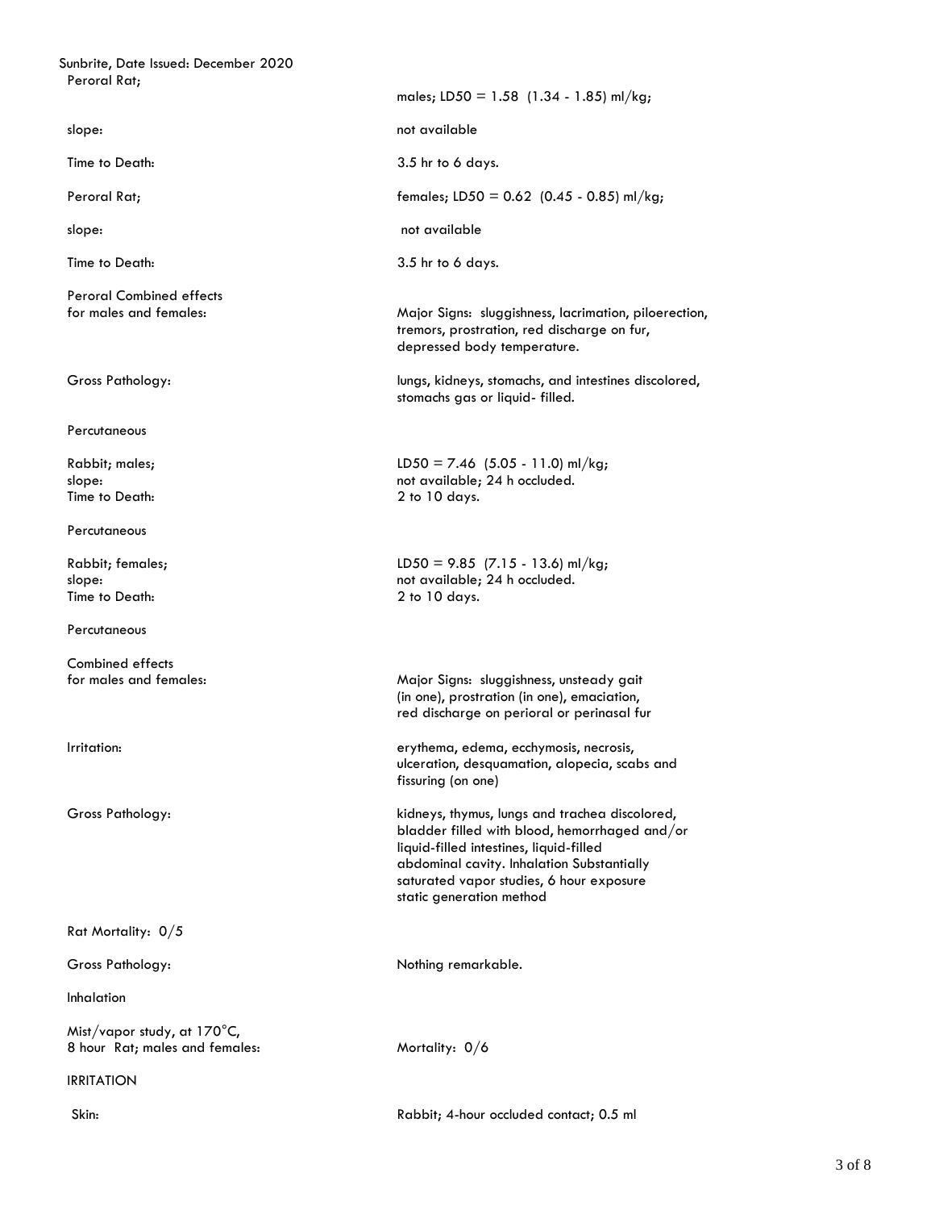Peroral Rat; males; LD50 = 1.58 (1.34 - 1.85) ml/kg;

| | |
|---|---|
| slope: | not available |
| Time to Death: | 3.5 hr to 6 days. |
| Peroral Rat; | females; LD50 = 0.62 (0.45 - 0.85) ml/kg; |
| slope: | not available |
| Time to Death: | 3.5 hr to 6 days. |
| Peroral Combined effects for males and females: | Major Signs: sluggishness, lacrimation, piloerection, tremors, prostration, red discharge on fur, depressed body temperature. |
| Gross Pathology: | lungs, kidneys, stomachs, and intestines discolored, stomachs gas or liquid- filled. |

Percutaneous

| | |
|---|---|
| Rabbit; males; | LD50 = 7.46 (5.05 - 11.0) ml/kg; |
| slope: | not available; 24 h occluded. |
| Time to Death: | 2 to 10 days. |

Percutaneous

| | |
|---|---|
| Rabbit; females; | LD50 = 9.85 (7.15 - 13.6) ml/kg; |
| slope: | not available; 24 h occluded. |
| Time to Death: | 2 to 10 days. |

Percutaneous

| | |
|---|---|
| Combined effects for males and females: | Major Signs: sluggishness, unsteady gait (in one), prostration (in one), emaciation, red discharge on perioral or perinasal fur |
| Irritation: | erythema, edema, ecchymosis, necrosis, ulceration, desquamation, alopecia, scabs and fissuring (on one) |
| Gross Pathology: | kidneys, thymus, lungs and trachea discolored, bladder filled with blood, hemorrhaged and/or liquid-filled intestines, liquid-filled abdominal cavity. Inhalation Substantially saturated vapor studies, 6 hour exposure static generation method |

Rat Mortality: 0/5

| | |
|---|---|
| Gross Pathology: | Nothing remarkable. |

Inhalation

| | |
|---|---|
| Mist/vapor study, at 170°C, 8 hour Rat; males and females: | Mortality: 0/6 |

IRRITATION

| | |
|---|---|
| Skin: | Rabbit; 4-hour occluded contact; 0.5 ml |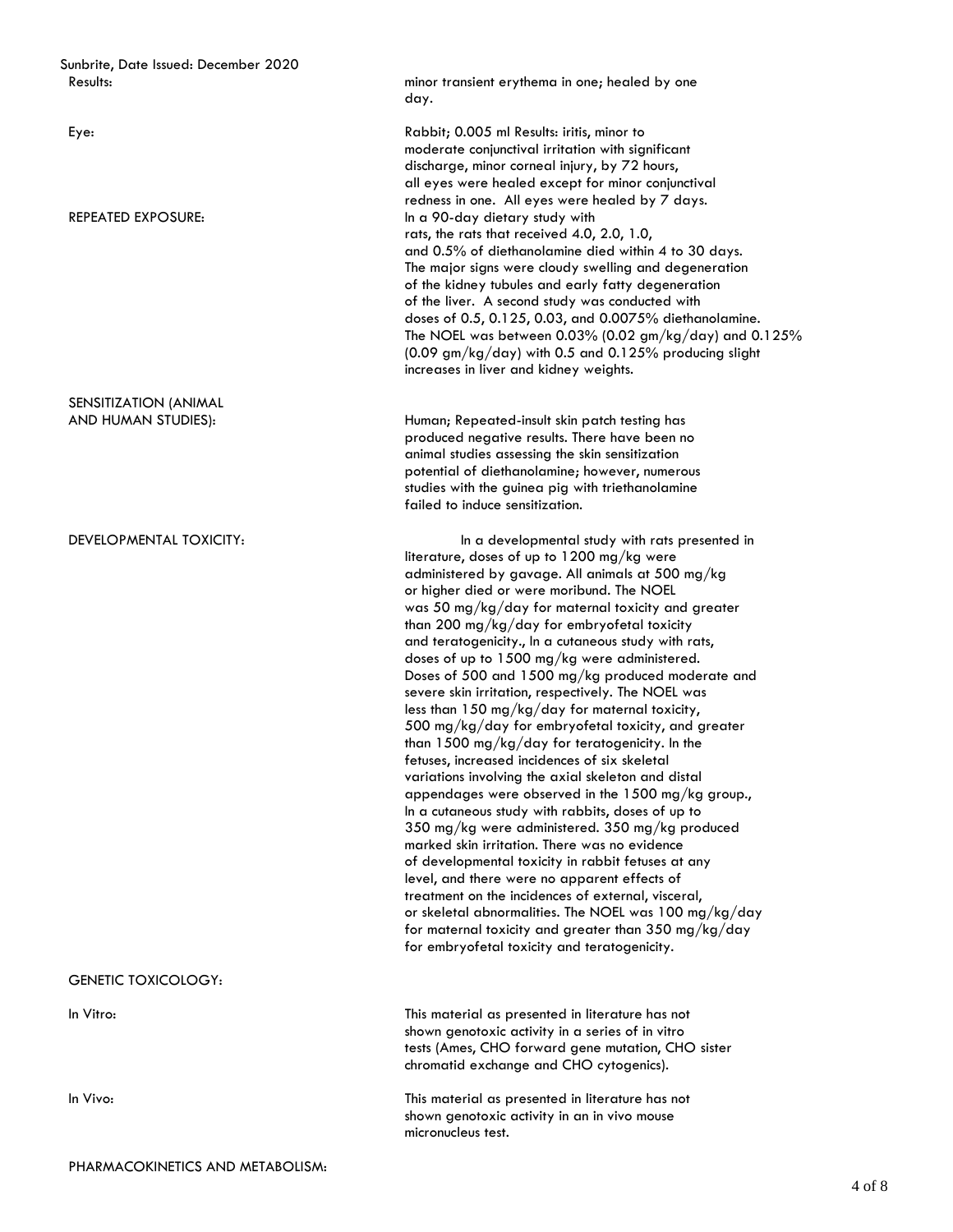Results: minor transient erythema in one; healed by one day.

Eye: Rabbit; 0.005 ml Results: iritis, minor to moderate conjunctival irritation with significant discharge, minor corneal injury, by 72 hours, all eyes were healed except for minor conjunctival redness in one. All eyes were healed by 7 days.

REPEATED EXPOSURE: In a 90-day dietary study with rats, the rats that received 4.0, 2.0, 1.0, and 0.5% of diethanolamine died within 4 to 30 days. The major signs were cloudy swelling and degeneration of the kidney tubules and early fatty degeneration of the liver. A second study was conducted with doses of 0.5, 0.125, 0.03, and 0.0075% diethanolamine. The NOEL was between 0.03% (0.02 gm/kg/day) and 0.125% (0.09 gm/kg/day) with 0.5 and 0.125% producing slight increases in liver and kidney weights.

SENSITIZATION (ANIMAL AND HUMAN STUDIES): Human; Repeated-insult skin patch testing has produced negative results. There have been no animal studies assessing the skin sensitization potential of diethanolamine; however, numerous studies with the guinea pig with triethanolamine failed to induce sensitization.

DEVELOPMENTAL TOXICITY: In a developmental study with rats presented in literature, doses of up to 1200 mg/kg were administered by gavage. All animals at 500 mg/kg or higher died or were moribund. The NOEL was 50 mg/kg/day for maternal toxicity and greater than 200 mg/kg/day for embryofetal toxicity and teratogenicity., In a cutaneous study with rats, doses of up to 1500 mg/kg were administered. Doses of 500 and 1500 mg/kg produced moderate and severe skin irritation, respectively. The NOEL was less than 150 mg/kg/day for maternal toxicity, 500 mg/kg/day for embryofetal toxicity, and greater than 1500 mg/kg/day for teratogenicity. In the fetuses, increased incidences of six skeletal variations involving the axial skeleton and distal appendages were observed in the 1500 mg/kg group., In a cutaneous study with rabbits, doses of up to 350 mg/kg were administered. 350 mg/kg produced marked skin irritation. There was no evidence of developmental toxicity in rabbit fetuses at any level, and there were no apparent effects of treatment on the incidences of external, visceral, or skeletal abnormalities. The NOEL was 100 mg/kg/day for maternal toxicity and greater than 350 mg/kg/day for embryofetal toxicity and teratogenicity.

GENETIC TOXICOLOGY:

In Vitro: This material as presented in literature has not shown genotoxic activity in a series of in vitro tests (Ames, CHO forward gene mutation, CHO sister chromatid exchange and CHO cytogenics).

In Vivo: This material as presented in literature has not shown genotoxic activity in an in vivo mouse micronucleus test.

PHARMACOKINETICS AND METABOLISM: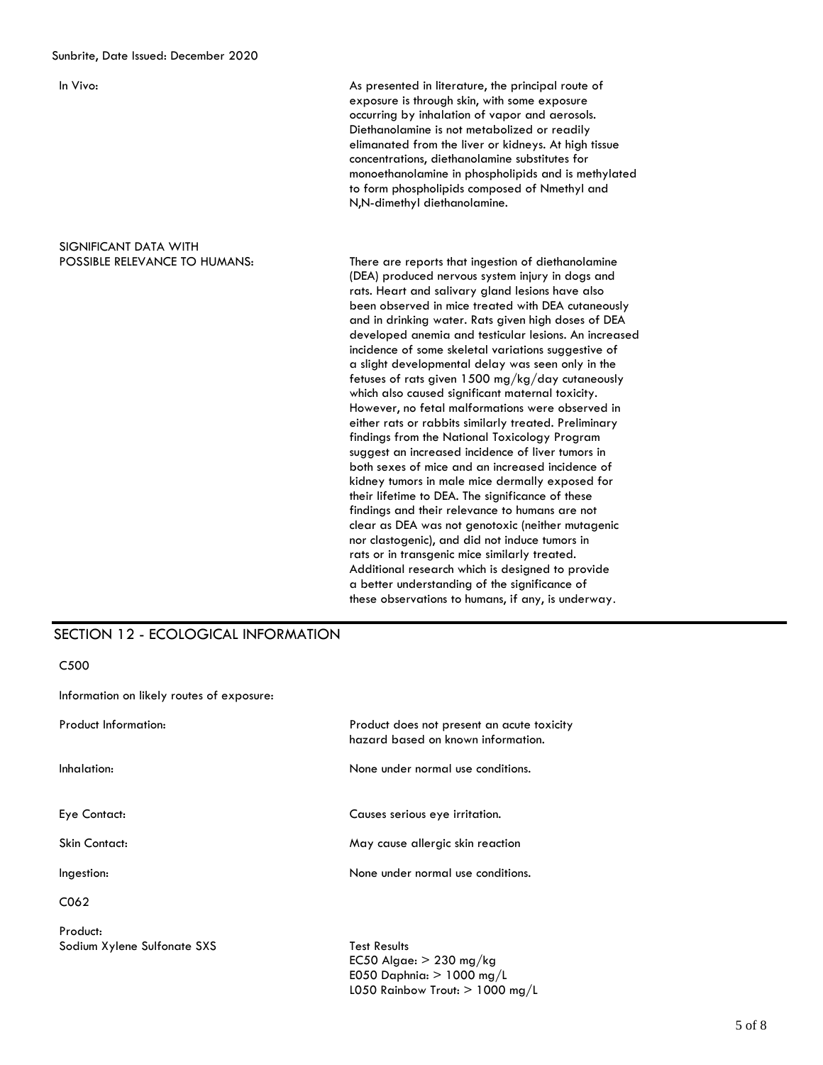In Vivo: As presented in literature, the principal route of exposure is through skin, with some exposure occurring by inhalation of vapor and aerosols. Diethanolamine is not metabolized or readily elimanated from the liver or kidneys. At high tissue concentrations, diethanolamine substitutes for monoethanolamine in phospholipids and is methylated to form phospholipids composed of Nmethyl and N,N-dimethyl diethanolamine.

SIGNIFICANT DATA WITH POSSIBLE RELEVANCE TO HUMANS: There are reports that ingestion of diethanolamine (DEA) produced nervous system injury in dogs and rats. Heart and salivary gland lesions have also been observed in mice treated with DEA cutaneously and in drinking water. Rats given high doses of DEA developed anemia and testicular lesions. An increased incidence of some skeletal variations suggestive of a slight developmental delay was seen only in the fetuses of rats given 1500 mg/kg/day cutaneously which also caused significant maternal toxicity. However, no fetal malformations were observed in either rats or rabbits similarly treated. Preliminary findings from the National Toxicology Program suggest an increased incidence of liver tumors in both sexes of mice and an increased incidence of kidney tumors in male mice dermally exposed for their lifetime to DEA. The significance of these findings and their relevance to humans are not clear as DEA was not genotoxic (neither mutagenic nor clastogenic), and did not induce tumors in rats or in transgenic mice similarly treated. Additional research which is designed to provide a better understanding of the significance of these observations to humans, if any, is underway.

## SECTION 12 - ECOLOGICAL INFORMATION

C500

Information on likely routes of exposure:

Product Information: Product does not present an acute toxicity hazard based on known information.

Inhalation: None under normal use conditions.

Eye Contact: Causes serious eye irritation.

Skin Contact: May cause allergic skin reaction

Ingestion: None under normal use conditions.

C062

Product:
Sodium Xylene Sulfonate SXS

Test Results
EC50 Algae: > 230 mg/kg
E050 Daphnia: > 1000 mg/L
L050 Rainbow Trout: > 1000 mg/L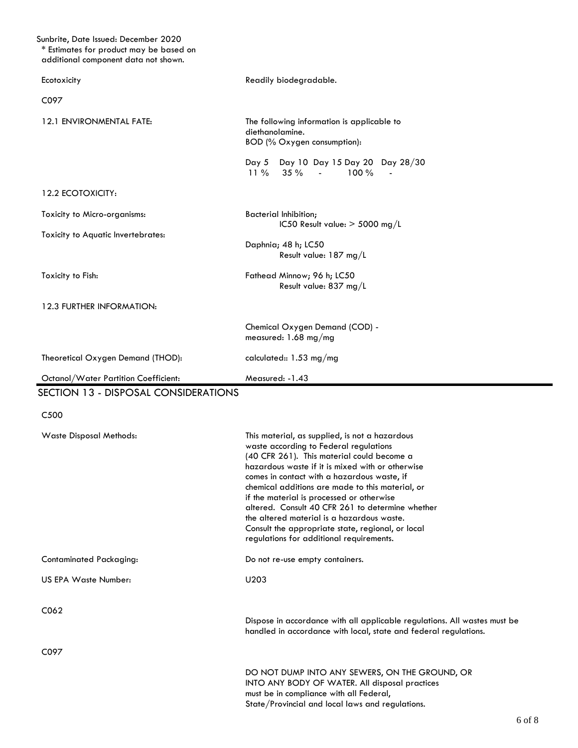Sunbrite, Date Issued: December 2020
* Estimates for product may be based on additional component data not shown.

Ecotoxicity: Readily biodegradable.

C097

12.1 ENVIRONMENTAL FATE: The following information is applicable to diethanolamine.
BOD (% Oxygen consumption):

| Day 5 | Day 10 | Day 15 | Day 20 | Day 28/30 |
|---|---|---|---|---|
| 11 % | 35 % | - | 100 % | - |

12.2 ECOTOXICITY:

Toxicity to Micro-organisms: Bacterial Inhibition;
IC50 Result value: > 5000 mg/L

Toxicity to Aquatic Invertebrates: Daphnia; 48 h; LC50
Result value: 187 mg/L

Toxicity to Fish: Fathead Minnow; 96 h; LC50
Result value: 837 mg/L

12.3 FURTHER INFORMATION:

Chemical Oxygen Demand (COD) - measured: 1.68 mg/mg

Theoretical Oxygen Demand (THOD): calculated:: 1.53 mg/mg

Octanol/Water Partition Coefficient: Measured: -1.43

## SECTION 13 - DISPOSAL CONSIDERATIONS

C500

Waste Disposal Methods: This material, as supplied, is not a hazardous waste according to Federal regulations (40 CFR 261). This material could become a hazardous waste if it is mixed with or otherwise comes in contact with a hazardous waste, if chemical additions are made to this material, or if the material is processed or otherwise altered. Consult 40 CFR 261 to determine whether the altered material is a hazardous waste. Consult the appropriate state, regional, or local regulations for additional requirements.

Contaminated Packaging: Do not re-use empty containers.

US EPA Waste Number: U203

C062

Dispose in accordance with all applicable regulations. All wastes must be handled in accordance with local, state and federal regulations.

C097

DO NOT DUMP INTO ANY SEWERS, ON THE GROUND, OR INTO ANY BODY OF WATER. All disposal practices must be in compliance with all Federal, State/Provincial and local laws and regulations.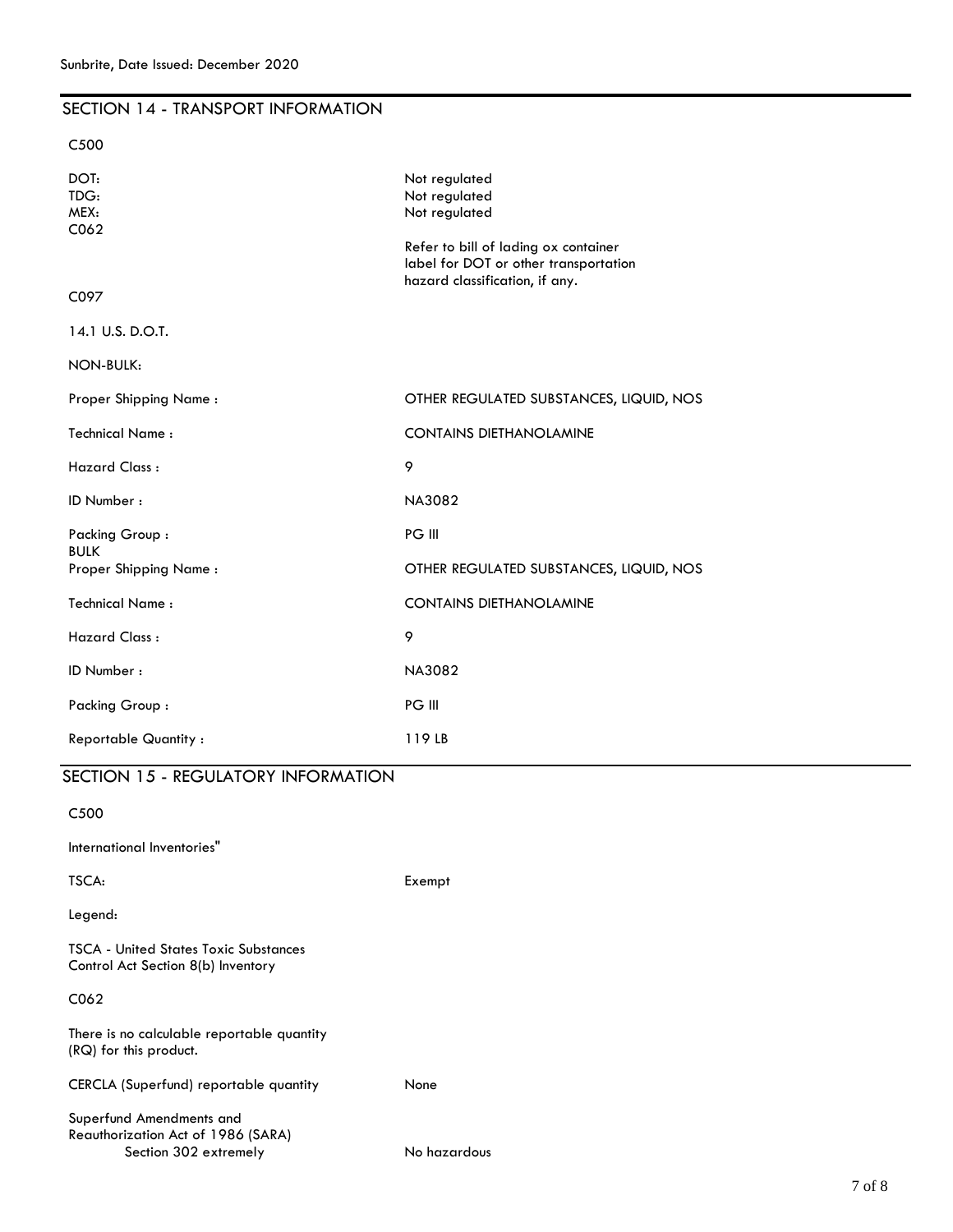## SECTION 14 - TRANSPORT INFORMATION

C500

| | |
|---|---|
| DOT: | Not regulated |
| TDG: | Not regulated |
| MEX: | Not regulated |

C062

Refer to bill of lading ox container label for DOT or other transportation hazard classification, if any.

C097

14.1 U.S. D.O.T.

NON-BULK:

| | |
|---|---|
| Proper Shipping Name : | OTHER REGULATED SUBSTANCES, LIQUID, NOS |
| Technical Name : | CONTAINS DIETHANOLAMINE |
| Hazard Class : | 9 |
| ID Number : | NA3082 |
| Packing Group : | PG III |

BULK

| | |
|---|---|
| Proper Shipping Name : | OTHER REGULATED SUBSTANCES, LIQUID, NOS |
| Technical Name : | CONTAINS DIETHANOLAMINE |
| Hazard Class : | 9 |
| ID Number : | NA3082 |
| Packing Group : | PG III |
| Reportable Quantity : | 119 LB |

## SECTION 15 - REGULATORY INFORMATION

C500

International Inventories"

TSCA: Exempt

Legend:

TSCA - United States Toxic Substances Control Act Section 8(b) Inventory

C062

There is no calculable reportable quantity (RQ) for this product.

CERCLA (Superfund) reportable quantity: None

Superfund Amendments and Reauthorization Act of 1986 (SARA)
Section 302 extremely: No hazardous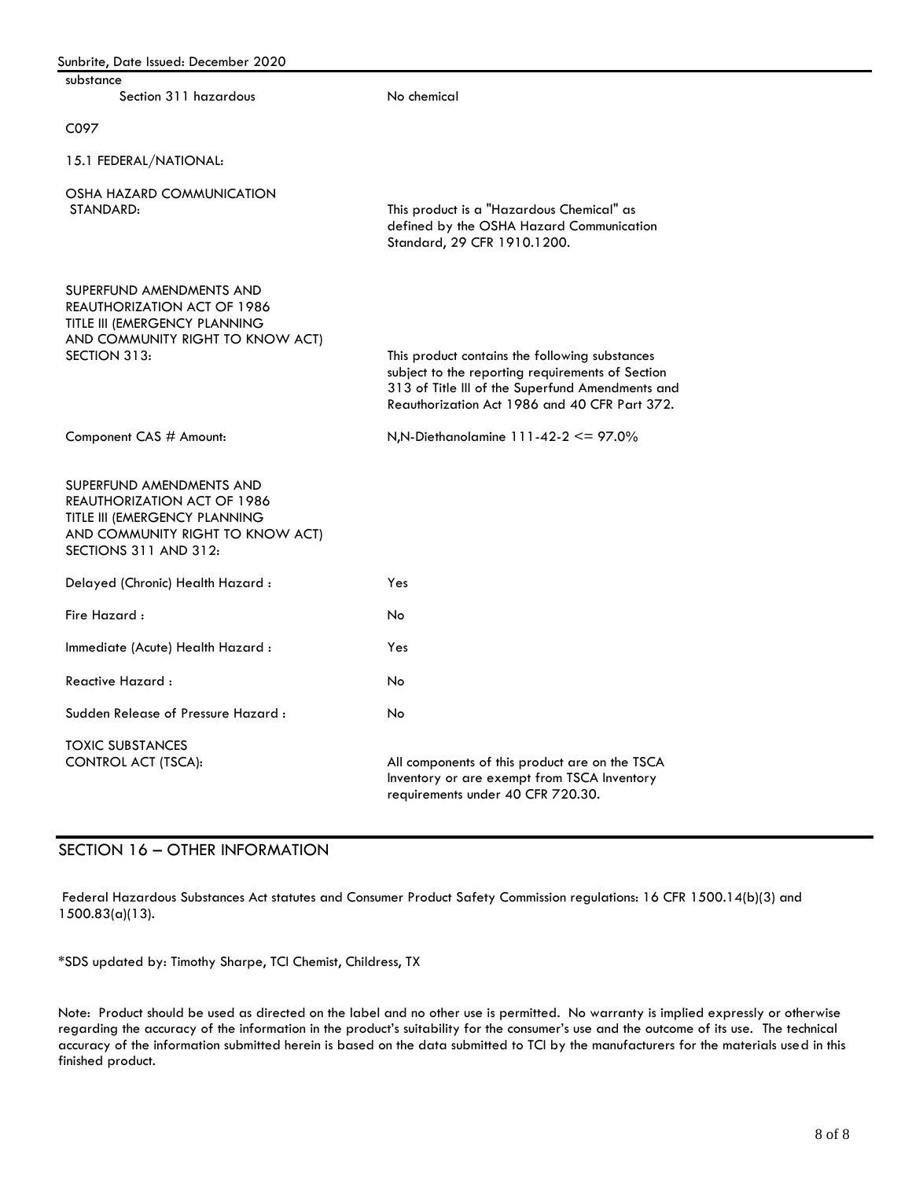substance

Section 311 hazardous — No chemical

C097

15.1 FEDERAL/NATIONAL:

| | |
|---|---|
| OSHA HAZARD COMMUNICATION STANDARD: | This product is a "Hazardous Chemical" as defined by the OSHA Hazard Communication Standard, 29 CFR 1910.1200. |
| SUPERFUND AMENDMENTS AND REAUTHORIZATION ACT OF 1986 TITLE III (EMERGENCY PLANNING AND COMMUNITY RIGHT TO KNOW ACT) SECTION 313: | This product contains the following substances subject to the reporting requirements of Section 313 of Title III of the Superfund Amendments and Reauthorization Act 1986 and 40 CFR Part 372. |
| Component CAS # Amount: | N,N-Diethanolamine 111-42-2 <= 97.0% |
| SUPERFUND AMENDMENTS AND REAUTHORIZATION ACT OF 1986 TITLE III (EMERGENCY PLANNING AND COMMUNITY RIGHT TO KNOW ACT) SECTIONS 311 AND 312: | |
| Delayed (Chronic) Health Hazard : | Yes |
| Fire Hazard : | No |
| Immediate (Acute) Health Hazard : | Yes |
| Reactive Hazard : | No |
| Sudden Release of Pressure Hazard : | No |
| TOXIC SUBSTANCES CONTROL ACT (TSCA): | All components of this product are on the TSCA Inventory or are exempt from TSCA Inventory requirements under 40 CFR 720.30. |

## SECTION 16 – OTHER INFORMATION

Federal Hazardous Substances Act statutes and Consumer Product Safety Commission regulations: 16 CFR 1500.14(b)(3) and 1500.83(a)(13).

*SDS updated by: Timothy Sharpe, TCI Chemist, Childress, TX

Note: Product should be used as directed on the label and no other use is permitted. No warranty is implied expressly or otherwise regarding the accuracy of the information in the product's suitability for the consumer's use and the outcome of its use. The technical accuracy of the information submitted herein is based on the data submitted to TCI by the manufacturers for the materials used in this finished product.